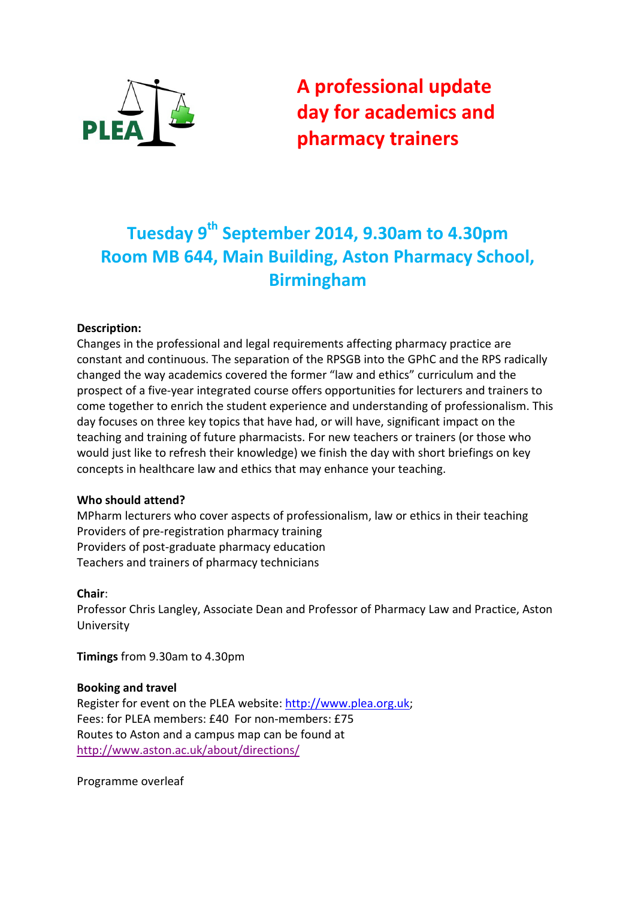PLEA

# A professional update day for academics and pharmacy trainers

## Tuesday 9th September 2014, 9.30am to 4.30pm
## Room MB 644, Main Building, Aston Pharmacy School, Birmingham

**Description:**
Changes in the professional and legal requirements affecting pharmacy practice are constant and continuous. The separation of the RPSGB into the GPhC and the RPS radically changed the way academics covered the former "law and ethics" curriculum and the prospect of a five-year integrated course offers opportunities for lecturers and trainers to come together to enrich the student experience and understanding of professionalism. This day focuses on three key topics that have had, or will have, significant impact on the teaching and training of future pharmacists. For new teachers or trainers (or those who would just like to refresh their knowledge) we finish the day with short briefings on key concepts in healthcare law and ethics that may enhance your teaching.

**Who should attend?**
MPharm lecturers who cover aspects of professionalism, law or ethics in their teaching
Providers of pre-registration pharmacy training
Providers of post-graduate pharmacy education
Teachers and trainers of pharmacy technicians

**Chair**:
Professor Chris Langley, Associate Dean and Professor of Pharmacy Law and Practice, Aston University

**Timings** from 9.30am to 4.30pm

**Booking and travel**
Register for event on the PLEA website: http://www.plea.org.uk;
Fees: for PLEA members: £40  For non-members: £75
Routes to Aston and a campus map can be found at
http://www.aston.ac.uk/about/directions/

Programme overleaf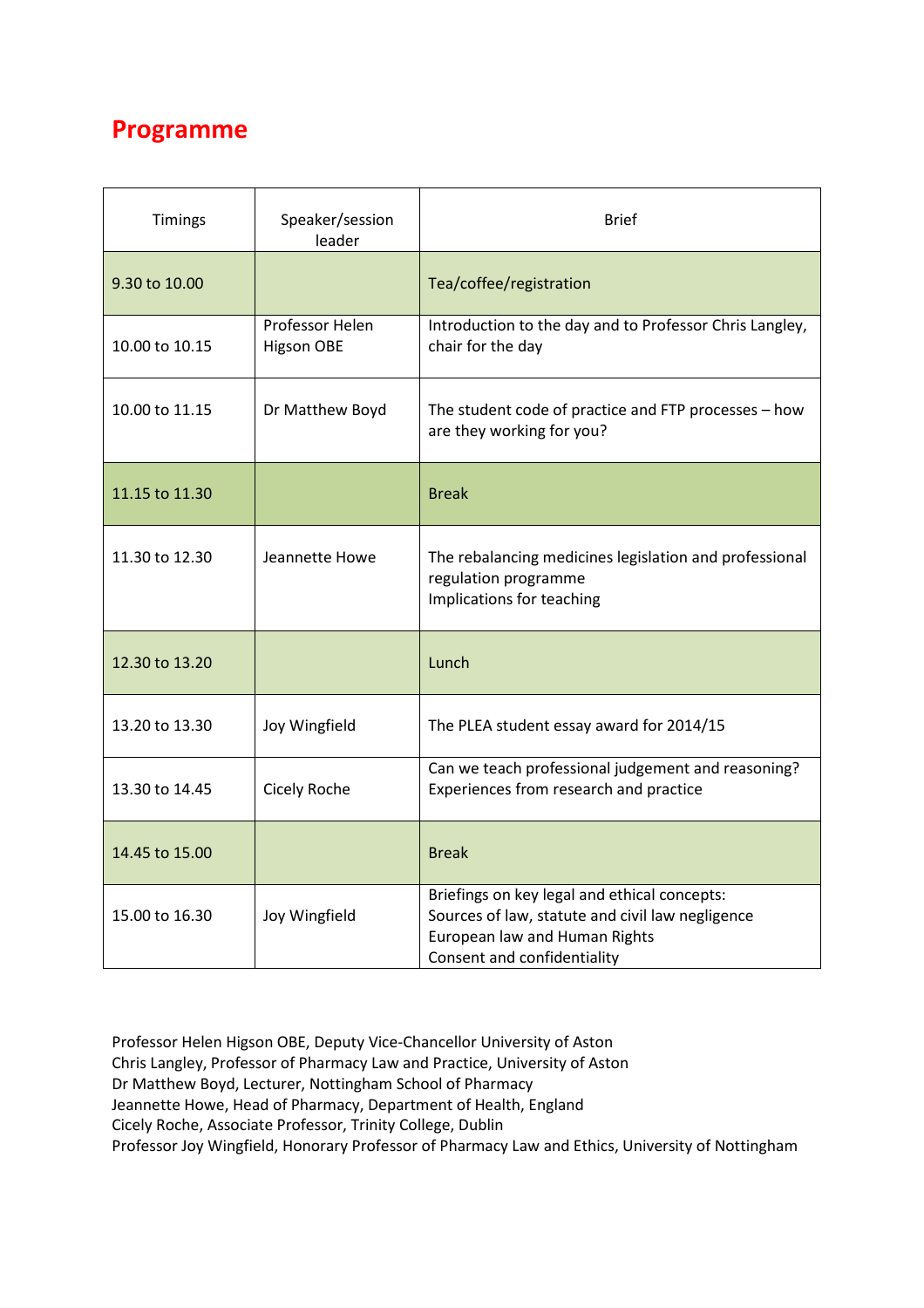# Programme

| Timings | Speaker/session leader | Brief |
|---|---|---|
| 9.30 to 10.00 | | Tea/coffee/registration |
| 10.00 to 10.15 | Professor Helen Higson OBE | Introduction to the day and to Professor Chris Langley, chair for the day |
| 10.00 to 11.15 | Dr Matthew Boyd | The student code of practice and FTP processes – how are they working for you? |
| 11.15 to 11.30 | | Break |
| 11.30 to 12.30 | Jeannette Howe | The rebalancing medicines legislation and professional regulation programme<br>Implications for teaching |
| 12.30 to 13.20 | | Lunch |
| 13.20 to 13.30 | Joy Wingfield | The PLEA student essay award for 2014/15 |
| 13.30 to 14.45 | Cicely Roche | Can we teach professional judgement and reasoning? Experiences from research and practice |
| 14.45 to 15.00 | | Break |
| 15.00 to 16.30 | Joy Wingfield | Briefings on key legal and ethical concepts:<br>Sources of law, statute and civil law negligence<br>European law and Human Rights<br>Consent and confidentiality |

Professor Helen Higson OBE, Deputy Vice-Chancellor University of Aston
Chris Langley, Professor of Pharmacy Law and Practice, University of Aston
Dr Matthew Boyd, Lecturer, Nottingham School of Pharmacy
Jeannette Howe, Head of Pharmacy, Department of Health, England
Cicely Roche, Associate Professor, Trinity College, Dublin
Professor Joy Wingfield, Honorary Professor of Pharmacy Law and Ethics, University of Nottingham